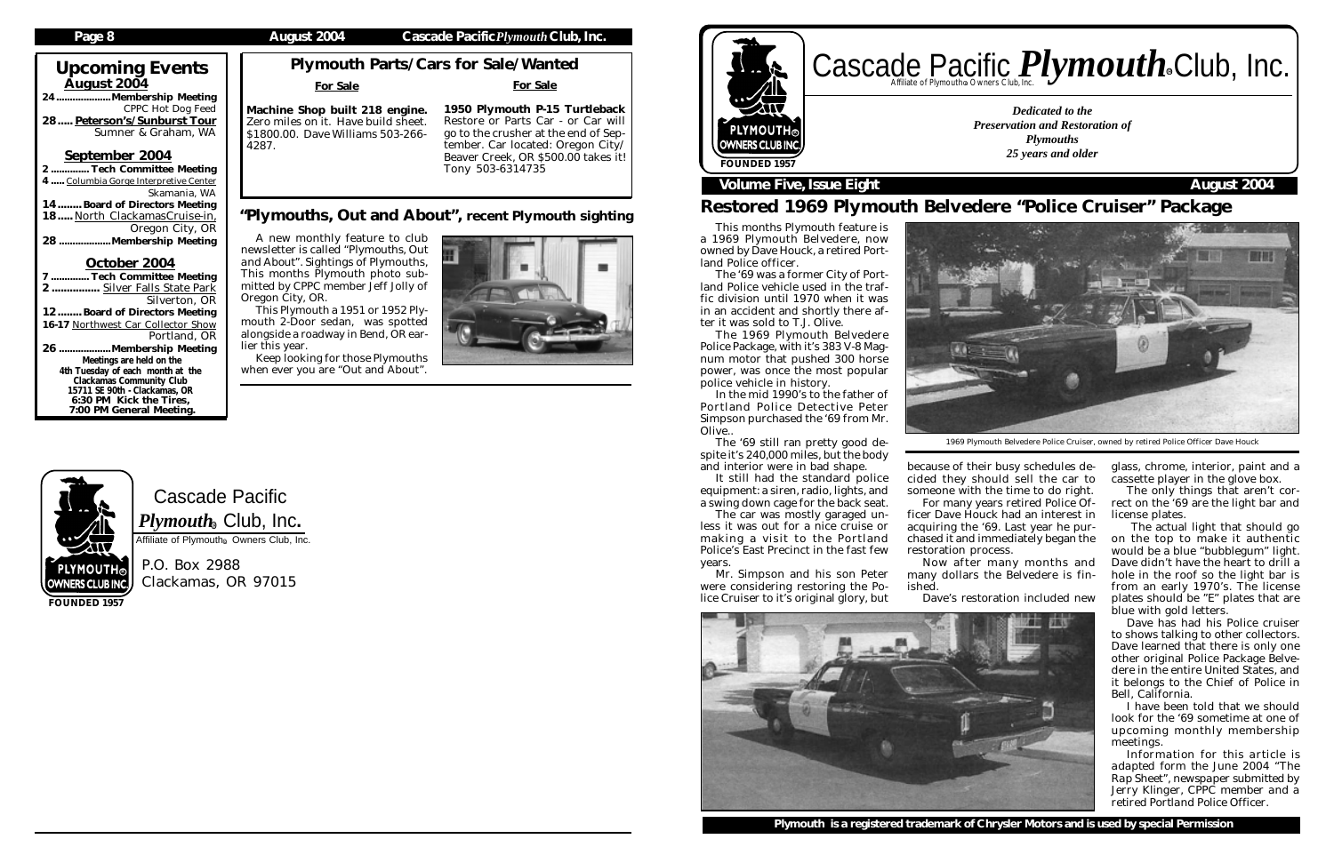## Upcoming Events

### August 2004

**24 ................... Membership Meeting**
CPPC Hot Dog Feed
**28 ..... Peterson's/Sunburst Tour**
Sumner & Graham, WA

### September 2004

**2 ............. Tech Committee Meeting**
**4 .....** Columbia Gorge Interpretive Center
Skamania, WA
**14 ........ Board of Directors Meeting**
**18 .....** North ClackamasCruise-in,
Oregon City, OR
**28 .................. Membership Meeting**

### October 2004

**7 ............. Tech Committee Meeting**
**2 ................** Silver Falls State Park
Silverton, OR
**12 ........ Board of Directors Meeting**
**16-17** Northwest Car Collector Show
Portland, OR
**26 .................. Membership Meeting**

**Meetings are held on the 4th Tuesday of each month at the Clackamas Community Club 15711 SE 90th - Clackamas, OR 6:30 PM Kick the Tires, 7:00 PM General Meeting.**

## Plymouth Parts/Cars for Sale/Wanted

**For Sale**

**Machine Shop built 218 engine.** Zero miles on it. Have build sheet. $1800.00. Dave Williams 503-266-4287.

**For Sale**

**1950 Plymouth P-15 Turtleback** Restore or Parts Car - or Car will go to the crusher at the end of September. Car located: Oregon City/ Beaver Creek, OR $500.00 takes it! Tony 503-6314735

## "Plymouths, Out and About", recent Plymouth sighting

A new monthly feature to club newsletter is called "Plymouths, Out and About". Sightings of Plymouths, This months Plymouth photo submitted by CPPC member Jeff Jolly of Oregon City, OR.

This Plymouth a 1951 or 1952 Plymouth 2-Door sedan, was spotted alongside a roadway in Bend, OR earlier this year.

Keep looking for those Plymouths when ever you are "Out and About".

Cascade Pacific *Plymouth*® Club, Inc.
Affiliate of Plymouth® Owners Club, Inc.

P.O. Box 2988
Clackamas, OR 97015

---

# Cascade Pacific *Plymouth*® Club, Inc.

Affiliate of Plymouth® Owners Club, Inc.

*Dedicated to the Preservation and Restoration of Plymouths 25 years and older*

FOUNDED 1957

**Volume Five, Issue Eight** — **August 2004**

## Restored 1969 Plymouth Belvedere "Police Cruiser" Package

This months Plymouth feature is a 1969 Plymouth Belvedere, now owned by Dave Houck, a retired Portland Police officer.

The '69 was a former City of Portland Police vehicle used in the traffic division until 1970 when it was in an accident and shortly there after it was sold to T.J. Olive.

The 1969 Plymouth Belvedere Police Package, with it's 383 V-8 Magnum motor that pushed 300 horse power, was once the most popular police vehicle in history.

In the mid 1990's to the father of Portland Police Detective Peter Simpson purchased the '69 from Mr. Olive..

The '69 still ran pretty good despite it's 240,000 miles, but the body and interior were in bad shape.

It still had the standard police equipment: a siren, radio, lights, and a swing down cage for the back seat.

The car was mostly garaged unless it was out for a nice cruise or making a visit to the Portland Police's East Precinct in the fast few years.

Mr. Simpson and his son Peter were considering restoring the Police Cruiser to it's original glory, but because of their busy schedules decided they should sell the car to someone with the time to do it right.

For many years retired Police Officer Dave Houck had an interest in acquiring the '69. Last year he purchased it and immediately began the restoration process.

Now after many months and many dollars the Belvedere is finished.

Dave's restoration included new glass, chrome, interior, paint and a cassette player in the glove box.

The only things that aren't correct on the '69 are the light bar and license plates.

The actual light that should go on the top to make it authentic would be a blue "bubblegum" light. Dave didn't have the heart to drill a hole in the roof so the light bar is from an early 1970's. The license plates should be "E" plates that are blue with gold letters.

Dave has had his Police cruiser to shows talking to other collectors. Dave learned that there is only one other original Police Package Belvedere in the entire United States, and it belongs to the Chief of Police in Bell, California.

I have been told that we should look for the '69 sometime at one of upcoming monthly membership meetings.

Information for this article is adapted form the June 2004 "The Rap Sheet", newspaper submitted by Jerry Klinger, CPPC member and a retired Portland Police Officer.

1969 Plymouth Belvedere Police Cruiser, owned by retired Police Officer Dave Houck

**Plymouth is a registered trademark of Chrysler Motors and is used by special Permission**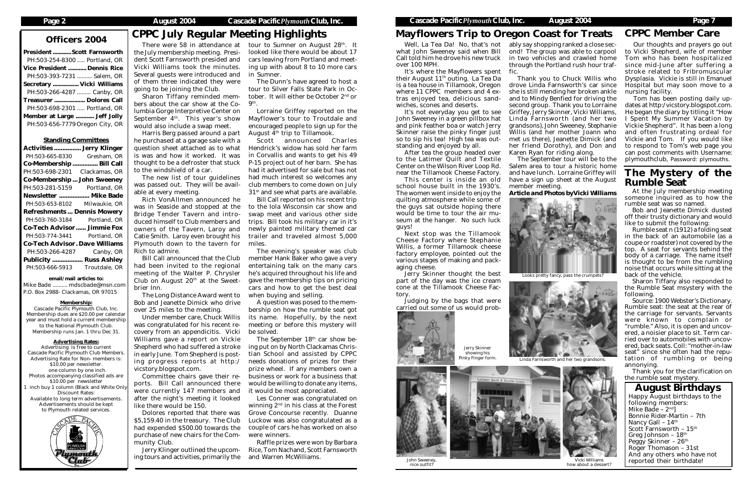## Officers 2004

**President ............ Scott Farnsworth**
PH:503-254-8300 ..... Portland, OR

**Vice President ............ Dennis Rice**
PH:503-393-7231 .......... Salem, OR

**Secretary ................ Vicki Williams**
PH:503-266-4287 ......... Canby, OR

**Treasurer .................... Dolores Call**
PH:503-698-2301 ..... Portland, OR

**Member at Large ............ Jeff Jolly**
PH:503-656-7779 Oregon City, OR

### Standing Committees

**Activities ................ Jerry Klinger**
PH:503-665-8330 Gresham, OR

**Co-Membership ............... Bill Call**
PH:503-698-2301 Clackamas, OR

**Co-Membership ... John Sweeney**
PH:503-281-5159 Portland, OR

**Newsletter .................. Mike Bade**
PH:503-653-8102 Milwaukie, OR

**Refreshments ... Dennis Mowery**
PH:503-760-3184 Portland, OR

**Co-Tech Advisor ...... Jimmie Fox**
PH:503-774-3441 Portland, OR

**Co-Tech Advisor . Dave Williams**
PH:503-266-4287 Canby, OR

**Publicity .................. Russ Ashley**
PH:503-666-5913 Troutdale, OR

**email/mail articles to:**
Mike Bade .......... mdscbade@msn.com
P.O. Box 2988- Clackamas, OR 97015

**Membership:**
Cascade Pacific Plymouth Club, Inc. Membership dues are $20.00 per calendar year and must hold a current membership to the National Plymouth Club. Membership runs Jan. 1 thru Dec 31.

**Advertising Rates:**
Advertising is free to current Cascade Pacific Plymouth Club Members. Advertising Rate for Non- members is: $10.00 per newsletter. one column by one inch. Photos accompanying classified ads are $10.00 per newsletter
1 inch buy 1 column (Black and White Only) Discount Rates:
Available to long term advertisements. Advertisements should be kept to Plymouth related services.

## CPPC July Regular Meeting Highlights

There were 58 in attendance at the July membership meeting. President Scott Farnsworth presided and Vicki Williams took the minutes. Several guests were introduced and of them three indicated they were going to be joining the Club.

Sharon Tiffany reminded members about the car show at the Columbia Gorge Interpretive Center on September 4th. This year's show would also include a swap meet.

Harris Berg passed around a part he purchased at a garage sale with a question sheet attached as to what is was and how it worked. It was thought to be a defroster that stuck to the windshield of a car.

The new list of tour guidelines was passed out. They will be available at every meeting.

Rich VonAllmen announced he was in Seaside and stopped at the Bridge Tender Tavern and introduced himself to Club members and owners of the Tavern, Laroy and Catie Smith. Laroy even brought his Plymouth down to the tavern for Rich to admire.

Bill Call announced that the Club had been invited to the regional meeting of the Walter P. Chrysler Club on August 20th at the Sweetbrier Inn.

The Long Distance Award went to Bob and Jeanette Dimick who drive over 25 miles to the meeting.

Under member care, Chuck Willis was congratulated for his recent recovery from an appendicitis. Vicki Williams gave a report on Vickie Shepherd who had suffered a stroke in early June. Tom Shepherd is posting progress reports at http:/vicstory.blogspot.com.

Committee chairs gave their reports. Bill Call announced there were currently 147 members and after the night's meeting it looked like there would be 150.

Dolores reported that there was $5,159.40 in the treasury. The Club had expended $500.00 towards the purchase of new chairs for the Community Club.

Jerry Klinger outlined the upcoming tours and activities, primarily the tour to Sumner on August 28th. It looked like there would be about 17 cars leaving from Portland and meeting up with about 8 to 10 more cars in Sumner.

The Dunn's have agreed to host a tour to Silver Falls State Park in October. It will either be October 2nd or 9th.

Lorraine Griffey reported on the Mayflower's tour to Troutdale and encouraged people to sign up for the August 4th trip to Tillamook.

Scott announced Charles Hendrick's widow has sold her farm in Corvallis and wants to get his 49 P-15 project out of her barn. She has had it advertised for sale but has not had much interest so welcomes any club members to come down on July 31st and see what parts are available.

Bill Call reported on his recent trip to the Iola Wisconsin car show and swap meet and various other side trips. Bill took his military car in it's newly painted military themed car trailer and traveled almost 5,000 miles.

The evening's speaker was club member Hank Baker who gave a very entertaining talk on the many cars he's acquired throughout his life and gave the membership tips on pricing cars and how to get the best deal when buying and selling.

A question was posed to the membership on how the rumble seat got its name. Hopefully, by the next meeting or before this mystery will be solved.

The September 18th car show being put on by North Clackamas Christian School and assisted by CPPC needs donations of prizes for their prize wheel. If any members own a business or work for a business that would be willing to donate any items, it would be most appreciated.

Les Conner was congratulated on winning 2nd in his class at the Forest Grove Concourse recently. Duanne Luckow was also congratulated as a couple of cars he has worked on also were winners.

Raffle prizes were won by Barbara Rice, Tom Nachand, Scott Farnsworth and Warren McWilliams.

## Mayflowers Trip to Oregon Coast for Treats

Well, La Tea Da! No, that's not what John Sweeney said when Bill Call told him he drove his new truck over 100 MPH.

It's where the Mayflowers spent their August 11th outing. La Tea Da is a tea house in Tillamook, Oregon where 11 CPPC members and 4 extras enjoyed tea, delicious sandwiches, scones and deserts.

It's not everyday you get to see John Sweeney in a green pillbox hat and pink feather boa or watch Jerry Skinner raise the pinky finger just so to sip his tea! High tea was outstanding and enjoyed by all.

After tea the group headed over to the Latimer Quilt and Textile Center on the Wilson River Loop Rd. near the Tillamook Cheese Factory.

This center is inside an old school house built in the 1930's. The women went inside to enjoy the quilting atmosphere while some of the guys sat outside hoping there would be time to tour the air museum at the hanger. No such luck guys!

Next stop was the Tillamook Cheese Factory where Stephanie Willis, a former Tillamook cheese factory employee, pointed out the various stages of making and packaging cheese.

Jerry Skinner thought the best part of the day was the ice cream cone at the Tillamook Cheese Factory.

Judging by the bags that were carried out some of us would probably say shopping ranked a close second! The group was able to carpool in two vehicles and crawled home through the Portland rush hour traffic.

Thank you to Chuck Willis who drove Linda Farnsworth's car since she is still mending her broken ankle and to Mindy Benfied for driving the second group. Thank you to Lorraine Griffey, Jerry Skinner, Vicki Williams, Linda Farnsworth (and her two grandsons), John Sweeney, Stephanie Willis (and her mother Joann who met us there), Jeanette Dimick (and her friend Dorothy), and Don and Karen Ryan for riding along.

The September tour will be to the Salem area to tour a historic home and have lunch. Lorraine Griffey will have a sign up sheet at the August member meeting.

**Article and Photos by Vicki Williams**

Jerry Skinner showing his Pinky Finger form.

Looks pretty fancy, pass the crumpets?

Linda Farnsworth and her two grandsons.

John Sweeney, nice outfit?

Vicki Williams how about a dessert?

## CPPC Member Care

Our thoughts and prayers go out to Vicki Shepherd, wife of member Tom who has been hospitalized since mid-June after suffering a stroke related to Fribromuscular Dysplasia. Vickie is still in Emanuel Hospital but may soon move to a nursing facility.

Tom has been posting daily updates at http:/vicstory.blogspot.com. He began the diary by titling it "How I Spent My Summer Vacation by Vickie Shepherd". It has been a long and often frustrating ordeal for Vickie and Tom. If you would like to respond to Tom's web page you can post comments with Username: plymouthclub, Password: plymouths.

## The Mystery of the Rumble Seat

At the July membership meeting someone inquired as to how the rumble seat was so named.

Bob and Jeanette Dimick dusted off their trusty dictionary and would like to submit the following:

Rumble seat n (1912) a folding seat in the back of an automobile (as a coupe or roadster) not covered by the top. A seat for servants behind the body of a carriage. The name itself is thought to be from the rumbling noise that occurs while sitting at the back of the vehicle.

Sharon Tiffany also responded to the Rumble Seat msystery with the following.

Source: 1900 Webster's Dictionary. Rumble seat: the seat at the rear of the carriage for servants. Servants were known to complain or "rumble." Also, it is open and uncovered, a noisier place to sit. Term carried over to automobiles with uncovered, back seats. Coll: "mother-in-law seat" since she often had the reputation of rumbling or being annonying.

Thank you for the clarification on the rumble seat mystery.

## August Birthdays

Happy August birthdays to the following members:
Mike Bade – 2nd]
Bonnie Rider-Martin – 7th
Nancy Gall – 14th
Scott Farnsworth – 15th
Greg Johnson – 18th
Peggy Skinner – 26th
Roger Thomason – 31st
And any others who have not reported their birthdate!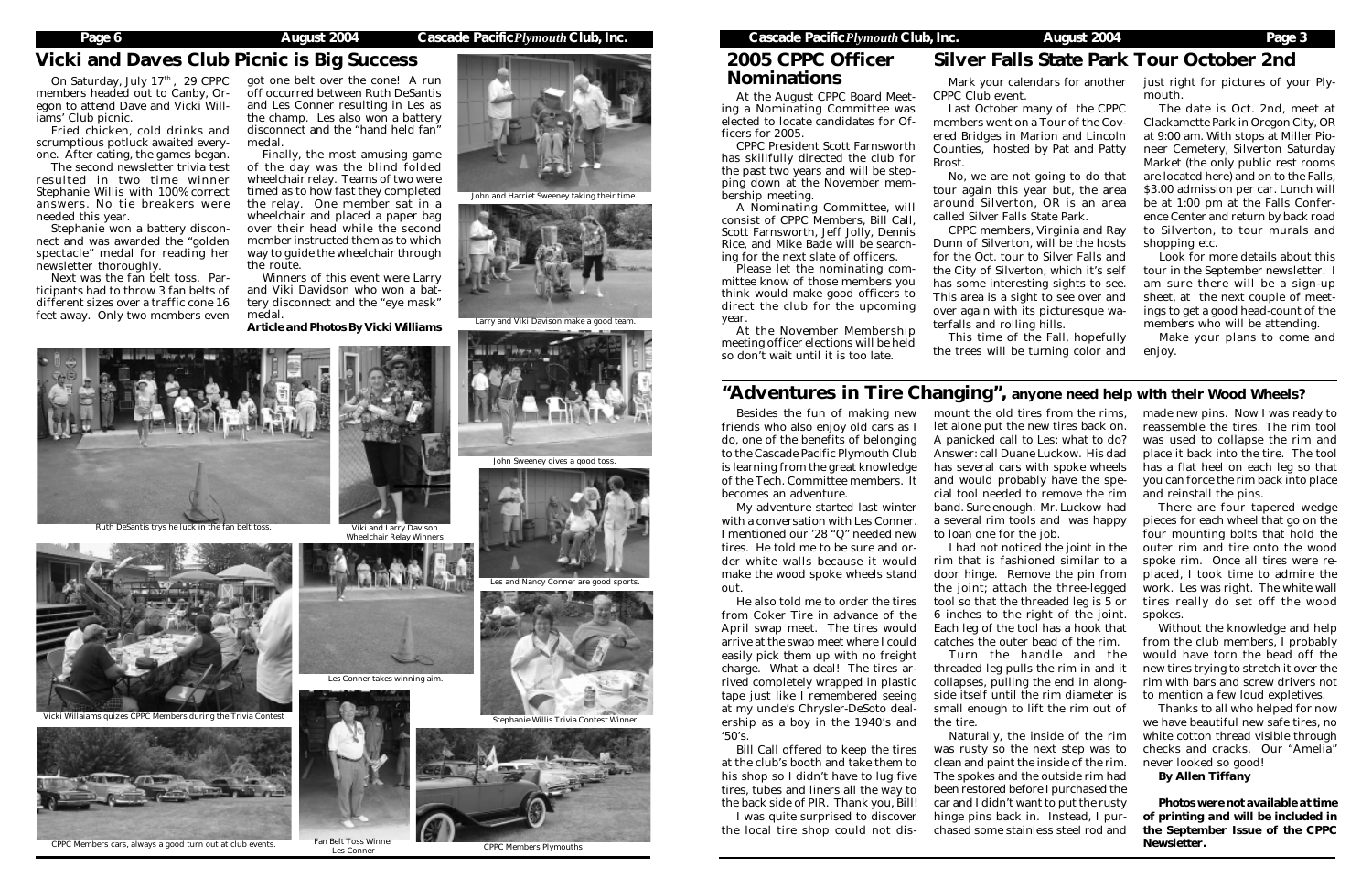## Vicki and Daves Club Picnic is Big Success

On Saturday, July 17th, 29 CPPC members headed out to Canby, Oregon to attend Dave and Vicki Williams' Club picnic.

Fried chicken, cold drinks and scrumptious potluck awaited everyone. After eating, the games began.

The second newsletter trivia test resulted in two time winner Stephanie Willis with 100% correct answers. No tie breakers were needed this year.

Stephanie won a battery disconnect and was awarded the "golden spectacle" medal for reading her newsletter thoroughly.

Next was the fan belt toss. Participants had to throw 3 fan belts of different sizes over a traffic cone 16 feet away. Only two members even got one belt over the cone! A run off occurred between Ruth DeSantis and Les Conner resulting in Les as the champ. Les also won a battery disconnect and the "hand held fan" medal.

Finally, the most amusing game of the day was the blind folded wheelchair relay. Teams of two were timed as to how fast they completed the relay. One member sat in a wheelchair and placed a paper bag over their head while the second member instructed them as to which way to guide the wheelchair through the route.

Winners of this event were Larry and Viki Davidson who won a battery disconnect and the "eye mask" medal.

**Article and Photos By Vicki Williams**

John and Harriet Sweeney taking their time.

Larry and Viki Davison make a good team.

John Sweeney gives a good toss.

Les and Nancy Conner are good sports.

Stephanie Willis Trivia Contest Winner.

Ruth DeSantis trys he luck in the fan belt toss.

Viki and Larry Davison Wheelchair Relay Winners

Les Conner takes winning aim.

Vicki Willaiams quizes CPPC Members during the Trivia Contest

CPPC Members cars, always a good turn out at club events.

Fan Belt Toss Winner Les Conner

CPPC Members Plymouths

## 2005 CPPC Officer Nominations

At the August CPPC Board Meeting a Nominating Committee was elected to locate candidates for Officers for 2005.

CPPC President Scott Farnsworth has skillfully directed the club for the past two years and will be stepping down at the November membership meeting.

A Nominating Committee, will consist of CPPC Members, Bill Call, Scott Farnsworth, Jeff Jolly, Dennis Rice, and Mike Bade will be searching for the next slate of officers.

Please let the nominating committee know of those members you think would make good officers to direct the club for the upcoming year.

At the November Membership meeting officer elections will be held so don't wait until it is too late.

## Silver Falls State Park Tour October 2nd

Mark your calendars for another CPPC Club event.

Last October many of the CPPC members went on a Tour of the Covered Bridges in Marion and Lincoln Counties, hosted by Pat and Patty Brost.

No, we are not going to do that tour again this year but, the area around Silverton, OR is an area called Silver Falls State Park.

CPPC members, Virginia and Ray Dunn of Silverton, will be the hosts for the Oct. tour to Silver Falls and the City of Silverton, which it's self has some interesting sights to see. This area is a sight to see over and over again with its picturesque waterfalls and rolling hills.

This time of the Fall, hopefully the trees will be turning color and just right for pictures of your Plymouth.

The date is Oct. 2nd, meet at Clackamette Park in Oregon City, OR at 9:00 am. With stops at Miller Pioneer Cemetery, Silverton Saturday Market (the only public rest rooms are located here) and on to the Falls, $3.00 admission per car. Lunch will be at 1:00 pm at the Falls Conference Center and return by back road to Silverton, to tour murals and shopping etc.

Look for more details about this tour in the September newsletter. I am sure there will be a sign-up sheet, at the next couple of meetings to get a good head-count of the members who will be attending.

Make your plans to come and enjoy.

## "Adventures in Tire Changing", anyone need help with their Wood Wheels?

Besides the fun of making new friends who also enjoy old cars as I do, one of the benefits of belonging to the Cascade Pacific Plymouth Club is learning from the great knowledge of the Tech. Committee members. It becomes an adventure.

My adventure started last winter with a conversation with Les Conner. I mentioned our '28 "Q" needed new tires. He told me to be sure and order white walls because it would make the wood spoke wheels stand out.

He also told me to order the tires from Coker Tire in advance of the April swap meet. The tires would arrive at the swap meet where I could easily pick them up with no freight charge. What a deal! The tires arrived completely wrapped in plastic tape just like I remembered seeing at my uncle's Chrysler-DeSoto dealership as a boy in the 1940's and '50's.

Bill Call offered to keep the tires at the club's booth and take them to his shop so I didn't have to lug five tires, tubes and liners all the way to the back side of PIR. Thank you, Bill!

I was quite surprised to discover the local tire shop could not dismount the old tires from the rims, let alone put the new tires back on. A panicked call to Les: what to do? Answer: call Duane Luckow. His dad has several cars with spoke wheels and would probably have the special tool needed to remove the rim band. Sure enough. Mr. Luckow had a several rim tools and was happy to loan one for the job.

I had not noticed the joint in the rim that is fashioned similar to a door hinge. Remove the pin from the joint; attach the three-legged tool so that the threaded leg is 5 or 6 inches to the right of the joint. Each leg of the tool has a hook that catches the outer bead of the rim.

Turn the handle and the threaded leg pulls the rim in and it collapses, pulling the end in alongside itself until the rim diameter is small enough to lift the rim out of the tire.

Naturally, the inside of the rim was rusty so the next step was to clean and paint the inside of the rim. The spokes and the outside rim had been restored before I purchased the car and I didn't want to put the rusty hinge pins back in. Instead, I purchased some stainless steel rod and made new pins. Now I was ready to reassemble the tires. The rim tool was used to collapse the rim and place it back into the tire. The tool has a flat heel on each leg so that you can force the rim back into place and reinstall the pins.

There are four tapered wedge pieces for each wheel that go on the four mounting bolts that hold the outer rim and tire onto the wood spoke rim. Once all tires were replaced, I took time to admire the work. Les was right. The white wall tires really do set off the wood spokes.

Without the knowledge and help from the club members, I probably would have torn the bead off the new tires trying to stretch it over the rim with bars and screw drivers not to mention a few loud expletives.

Thanks to all who helped for now we have beautiful new safe tires, no white cotton thread visible through checks and cracks. Our "Amelia" never looked so good!

**By Allen Tiffany**

***Photos were not available at time of printing and will be included in the September Issue of the CPPC Newsletter.***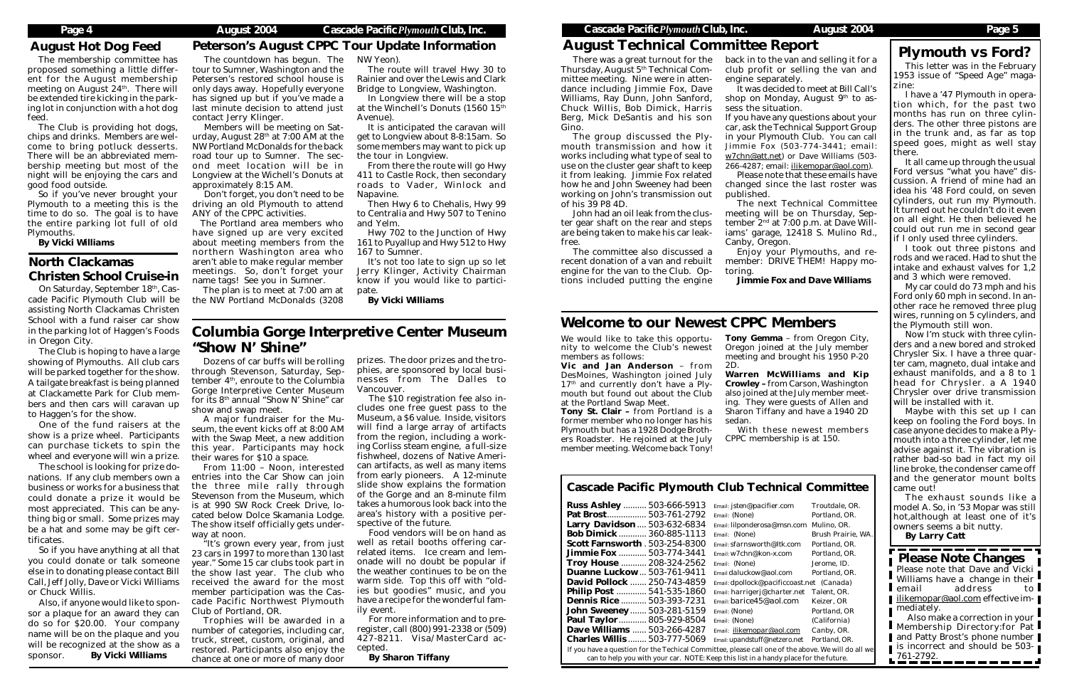## August Hot Dog Feed

The membership committee has proposed something a little different for the August membership meeting on August 24th. There will be extended tire kicking in the parking lot in conjunction with a hot dog feed.

The Club is providing hot dogs, chips and drinks. Members are welcome to bring potluck desserts. There will be an abbreviated membership meeting but most of the night will be enjoying the cars and good food outside.

So if you've never brought your Plymouth to a meeting this is the time to do so. The goal is to have the entire parking lot full of old Plymouths.

**By Vicki Williams**

## North Clackamas Christen School Cruise-in

On Saturday, September 18th, Cascade Pacific Plymouth Club will be assisting North Clackamas Christen School with a fund raiser car show in the parking lot of Haggen's Foods in Oregon City.

The Club is hoping to have a large showing of Plymouths. All club cars will be parked together for the show. A tailgate breakfast is being planned at Clackamette Park for Club members and then cars will caravan up to Haggen's for the show.

One of the fund raisers at the show is a prize wheel. Participants can purchase tickets to spin the wheel and everyone will win a prize.

The school is looking for prize donations. If any club members own a business or works for a business that could donate a prize it would be most appreciated. This can be anything big or small. Some prizes may be a hat and some may be gift certificates.

So if you have anything at all that you could donate or talk someone else in to donating please contact Bill Call, Jeff Jolly, Dave or Vicki Williams or Chuck Willis.

Also, if anyone would like to sponsor a plaque for an award they can do so for $20.00. Your company name will be on the plaque and you will be recognized at the show as a sponsor. **By Vicki Williams**

## Peterson's August CPPC Tour Update Information

The countdown has begun. The tour to Sumner, Washington and the Petersen's restored school house is only days away. Hopefully everyone has signed up but if you've made a last minute decision to attend just contact Jerry Klinger.

Members will be meeting on Saturday, August 28th at 7:00 AM at the NW Portland McDonalds for the back road tour up to Sumner. The second meet location will be in Longview at the Wichell's Donuts at approximately 8:15 AM.

Don't forget, you don't need to be driving an old Plymouth to attend ANY of the CPPC activities.

The Portland area members who have signed up are very excited about meeting members from the northern Washington area who aren't able to make regular member meetings. So, don't forget your name tags! See you in Sumner.

The plan is to meet at 7:00 am at the NW Portland McDonalds (3208 NW Yeon).

The route will travel Hwy 30 to Rainier and over the Lewis and Clark Bridge to Longview, Washington.

In Longview there will be a stop at the Winchell's Donuts (1560 15th Avenue).

It is anticipated the caravan will get to Longview about 8-8:15am. So some members may want to pick up the tour in Longview.

From there the route will go Hwy 411 to Castle Rock, then secondary roads to Vader, Winlock and Napavine.

Then Hwy 6 to Chehalis, Hwy 99 to Centralia and Hwy 507 to Tenino and Yelm.

Hwy 702 to the Junction of Hwy 161 to Puyallup and Hwy 512 to Hwy 167 to Sumner.

It's not too late to sign up so let Jerry Klinger, Activity Chairman know if you would like to participate.

**By Vicki Williams**

## Columbia Gorge Interpretive Center Museum "Show N' Shine"

Dozens of car buffs will be rolling through Stevenson, Saturday, September 4th, enroute to the Columbia Gorge Interpretive Center Museum for its 8th annual "Show N' Shine" car show and swap meet.

A major fundraiser for the Museum, the event kicks off at 8:00 AM with the Swap Meet, a new addition this year. Participants may hock their wares for $10 a space.

From 11:00 – Noon, interested entries into the Car Show can join the three mile rally through Stevenson from the Museum, which is at 990 SW Rock Creek Drive, located below Dolce Skamania Lodge. The show itself officially gets underway at noon.

"It's grown every year, from just 23 cars in 1997 to more than 130 last year." Some 15 car clubs took part in the show last year. The club who received the award for the most member participation was the Cascade Pacific Northwest Plymouth Club of Portland, OR.

Trophies will be awarded in a number of categories, including car, truck, street, custom, original, and restored. Participants also enjoy the chance at one or more of many door prizes. The door prizes and the trophies, are sponsored by local businesses from The Dalles to Vancouver.

The $10 registration fee also includes one free guest pass to the Museum, a $6 value. Inside, visitors will find a large array of artifacts from the region, including a working Corliss steam engine, a full-size fishwheel, dozens of Native American artifacts, as well as many items from early pioneers. A 12-minute slide show explains the formation of the Gorge and an 8-minute film takes a humorous look back into the area's history with a positive perspective of the future.

Food vendors will be on hand as well as retail booths offering car-related items. Ice cream and lemonade will no doubt be popular if the weather continues to be on the warm side. Top this off with "oldies but goodies" music, and you have a recipe for the wonderful family event.

For more information and to preregister, call (800) 991-2338 or (509) 427-8211. Visa/MasterCard accepted.

**By Sharon Tiffany**

## August Technical Committee Report

There was a great turnout for the Thursday, August 5th Technical Committee meeting. Nine were in attendance including Jimmie Fox, Dave Williams, Ray Dunn, John Sanford, Chuck Willis, Bob Dimick, Harris Berg, Mick DeSantis and his son Gino.

The group discussed the Plymouth transmission and how it works including what type of seal to use on the cluster gear shaft to keep it from leaking. Jimmie Fox related how he and John Sweeney had been working on John's transmission out of his 39 P8 4D.

John had an oil leak from the cluster gear shaft on the rear and steps are being taken to make his car leak-free.

The committee also discussed a recent donation of a van and rebuilt engine for the van to the Club. Options included putting the engine back in to the van and selling it for a club profit or selling the van and engine separately.

It was decided to meet at Bill Call's shop on Monday, August 9th to assess the situation.

If you have any questions about your car, ask the Technical Support Group in your Plymouth Club. You can call Jimmie Fox (503-774-3441; email: w7chn@att.net) or Dave Williams (503-266-4287; email: ilikemopar@aol.com).

Please note that these emails have changed since the last roster was published.

The next Technical Committee meeting will be on Thursday, September 2nd at 7:00 p.m. at Dave Williams' garage, 12418 S. Mulino Rd., Canby, Oregon.

Enjoy your Plymouths, and remember: DRIVE THEM! Happy motoring.

**Jimmie Fox and Dave Williams**

## Welcome to our Newest CPPC Members

We would like to take this opportunity to welcome the Club's newest members as follows:

**Vic and Jan Anderson** – from DesMoines, Washington joined July 17th and currently don't have a Plymouth but found out about the Club at the Portland Swap Meet.

**Tony St. Clair –** from Portland is a former member who no longer has his Plymouth but has a 1928 Dodge Brothers Roadster. He rejoined at the July member meeting. Welcome back Tony!

**Tony Gemma** – from Oregon City, Oregon joined at the July member meeting and brought his 1950 P-20 2D.

**Warren McWilliams and Kip Crowley –** from Carson, Washington also joined at the July member meeting. They were guests of Allen and Sharon Tiffany and have a 1940 2D sedan.

With these newest members CPPC membership is at 150.

## Cascade Pacific Plymouth Club Technical Committee

| | | | |
|---|---|---|---|
| **Russ Ashley** | 503-666-5913 | Email: jsten@pacifier.com | Troutdale, OR. |
| **Pat Brost** | 503-761-2792 | Email: (None) | Portland, OR. |
| **Larry Davidson** | 503-632-6834 | Email: lilponderosa@msn.com | Mulino, OR. |
| **Bob Dimick** | 360-885-1113 | Email: (None) | Brush Prairie, WA. |
| **Scott Farnsworth** | 503-254-8300 | Email: sfarnsworth@ltk.com | Portland, OR. |
| **Jimmie Fox** | 503-774-3441 | Email: w7chn@kon-x.com | Portland, OR. |
| **Troy House** | 208-324-2562 | Email: (None) | Jerome, ID. |
| **Duanne Luckow** | 503-761-9411 | Email: daluckow@aol.com | Portland, OR. |
| **David Pollock** | 250-743-4859 | Email: dpollock@pacificcoast.net | (Canada) |
| **Philip Post** | 541-535-1860 | Email: harrigerj@charter.net | Talent, OR. |
| **Dennis Rice** | 503-393-7231 | Email: barice45@aol.com | Keizer, OR |
| **John Sweeney** | 503-281-5159 | Email: (None) | Portland, OR |
| **Paul Taylor** | 805-929-8504 | Email: (None) | (California) |
| **Dave Williams** | 503-266-4287 | Email: ilikemopar@aol.com | Canby, OR. |
| **Charles Willis** | 503-777-5069 | Email: upandstuff@netzero.net | Portland, OR. |

If you have a question for the Techical Committee, please call one of the above. We will do all we can to help you with your car. NOTE: Keep this list in a handy place for the future.

## Plymouth vs Ford?

This letter was in the February 1953 issue of "Speed Age" magazine:

I have a '47 Plymouth in operation which, for the past two months has run on three cylinders. The other three pistons are in the trunk and, as far as top speed goes, might as well stay there.

It all came up through the usual Ford versus "what you have" discussion. A friend of mine had an idea his '48 Ford could, on seven cylinders, out run my Plymouth. It turned out he couldn't do it even on all eight. He then believed he could out run me in second gear if I only used three cylinders.

I took out three pistons and rods and we raced. Had to shut the intake and exhaust valves for 1,2 and 3 which were removed.

My car could do 73 mph and his Ford only 60 mph in second. In another race he removed three plug wires, running on 5 cylinders, and the Plymouth still won.

Now I'm stuck with three cylinders and a new bored and stroked Chrysler Six. I have a three quarter cam, magneto, dual intake and exhaust manifolds, and a 8 to 1 head for Chrysler. a A 1940 Chrysler over drive transmission will be installed with it.

Maybe with this set up I can keep on fooling the Ford boys. In case anyone decides to make a Plymouth into a three cylinder, let me advise against it. The vibration is rather bad-so bad in fact my oil line broke, the condenser came off and the generator mount bolts came out!

The exhaust sounds like a model A. So, in '53 Mopar was still hot,although at least one of it's owners seems a bit nutty.

**By Larry Catt**

## Please Note Changes

Please note that Dave and Vicki Williams have a change in their email address to ilikemopar@aol.com effective immediately.

Also make a correction in your Membership Directory:for Pat and Patty Brost's phone number is incorrect and should be 503-761-2792.